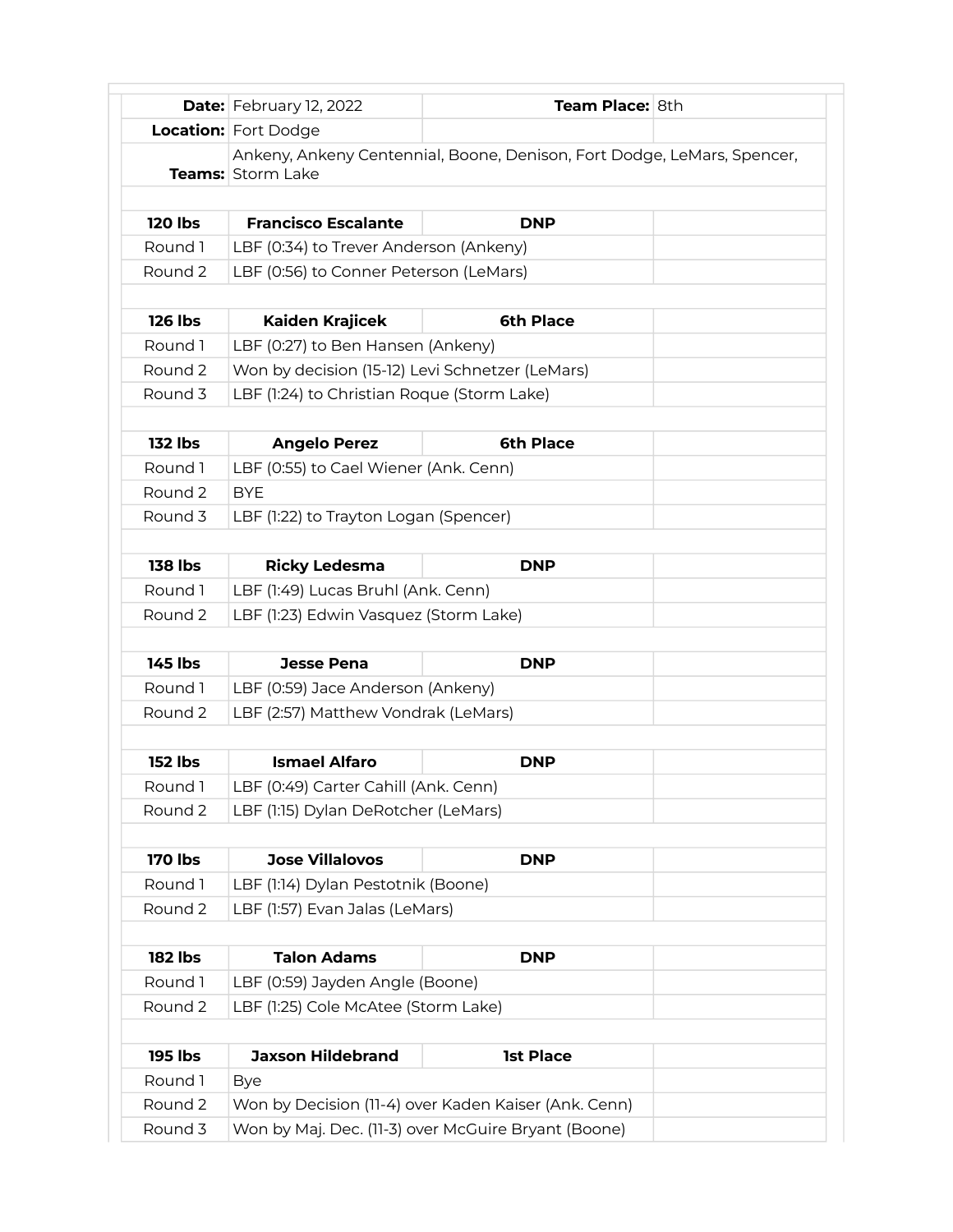| | | | |
|---|---|---|---|
| **Date:** | February 12, 2022 | **Team Place:** | 8th |
| **Location:** | Fort Dodge | | |
| **Teams:** | Ankeny, Ankeny Centennial, Boone, Denison, Fort Dodge, LeMars, Spencer, Storm Lake | | |
| | | | |
| **120 lbs** | **Francisco Escalante** | **DNP** | |
| Round 1 | LBF (0:34) to Trever Anderson (Ankeny) | | |
| Round 2 | LBF (0:56) to Conner Peterson (LeMars) | | |
| | | | |
| **126 lbs** | **Kaiden Krajicek** | **6th Place** | |
| Round 1 | LBF (0:27) to Ben Hansen (Ankeny) | | |
| Round 2 | Won by decision (15-12) Levi Schnetzer (LeMars) | | |
| Round 3 | LBF (1:24) to Christian Roque (Storm Lake) | | |
| | | | |
| **132 lbs** | **Angelo Perez** | **6th Place** | |
| Round 1 | LBF (0:55) to Cael Wiener (Ank. Cenn) | | |
| Round 2 | BYE | | |
| Round 3 | LBF (1:22) to Trayton Logan (Spencer) | | |
| | | | |
| **138 lbs** | **Ricky Ledesma** | **DNP** | |
| Round 1 | LBF (1:49) Lucas Bruhl (Ank. Cenn) | | |
| Round 2 | LBF (1:23) Edwin Vasquez (Storm Lake) | | |
| | | | |
| **145 lbs** | **Jesse Pena** | **DNP** | |
| Round 1 | LBF (0:59) Jace Anderson (Ankeny) | | |
| Round 2 | LBF (2:57) Matthew Vondrak (LeMars) | | |
| | | | |
| **152 lbs** | **Ismael Alfaro** | **DNP** | |
| Round 1 | LBF (0:49) Carter Cahill (Ank. Cenn) | | |
| Round 2 | LBF (1:15) Dylan DeRotcher (LeMars) | | |
| | | | |
| **170 lbs** | **Jose Villalovos** | **DNP** | |
| Round 1 | LBF (1:14) Dylan Pestotnik (Boone) | | |
| Round 2 | LBF (1:57) Evan Jalas (LeMars) | | |
| | | | |
| **182 lbs** | **Talon Adams** | **DNP** | |
| Round 1 | LBF (0:59) Jayden Angle (Boone) | | |
| Round 2 | LBF (1:25) Cole McAtee (Storm Lake) | | |
| | | | |
| **195 lbs** | **Jaxson Hildebrand** | **1st Place** | |
| Round 1 | Bye | | |
| Round 2 | Won by Decision (11-4) over Kaden Kaiser (Ank. Cenn) | | |
| Round 3 | Won by Maj. Dec. (11-3) over McGuire Bryant (Boone) | | |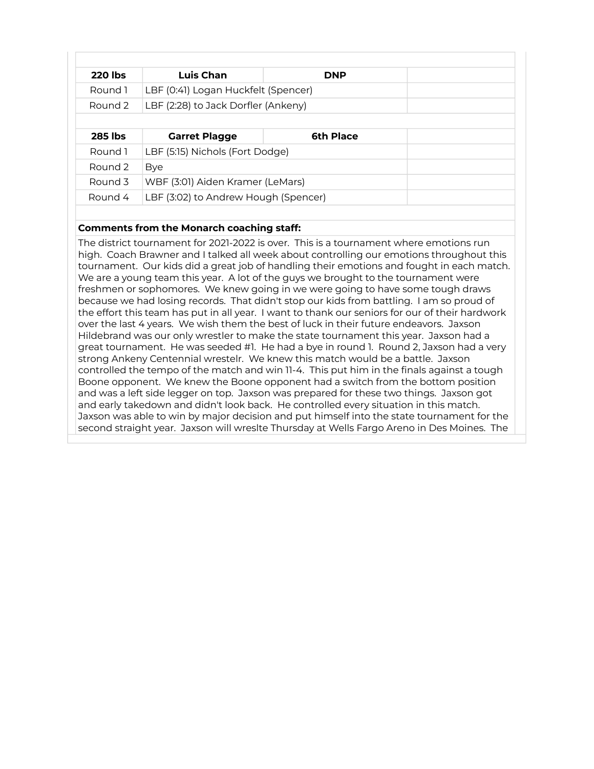| | | | |
|---|---|---|---|
| **220 lbs** | **Luis Chan** | **DNP** | |
| Round 1 | LBF (0:41) Logan Huckfelt (Spencer) | | |
| Round 2 | LBF (2:28) to Jack Dorfler (Ankeny) | | |
| | | | |
| **285 lbs** | **Garret Plagge** | **6th Place** | |
| Round 1 | LBF (5:15) Nichols (Fort Dodge) | | |
| Round 2 | Bye | | |
| Round 3 | WBF (3:01) Aiden Kramer (LeMars) | | |
| Round 4 | LBF (3:02) to Andrew Hough (Spencer) | | |

**Comments from the Monarch coaching staff:**

The district tournament for 2021-2022 is over. This is a tournament where emotions run high. Coach Brawner and I talked all week about controlling our emotions throughout this tournament. Our kids did a great job of handling their emotions and fought in each match. We are a young team this year. A lot of the guys we brought to the tournament were freshmen or sophomores. We knew going in we were going to have some tough draws because we had losing records. That didn't stop our kids from battling. I am so proud of the effort this team has put in all year. I want to thank our seniors for our of their hardwork over the last 4 years. We wish them the best of luck in their future endeavors. Jaxson Hildebrand was our only wrestler to make the state tournament this year. Jaxson had a great tournament. He was seeded #1. He had a bye in round 1. Round 2, Jaxson had a very strong Ankeny Centennial wrestelr. We knew this match would be a battle. Jaxson controlled the tempo of the match and win 11-4. This put him in the finals against a tough Boone opponent. We knew the Boone opponent had a switch from the bottom position and was a left side legger on top. Jaxson was prepared for these two things. Jaxson got and early takedown and didn't look back. He controlled every situation in this match. Jaxson was able to win by major decision and put himself into the state tournament for the second straight year. Jaxson will wreslte Thursday at Wells Fargo Areno in Des Moines. The